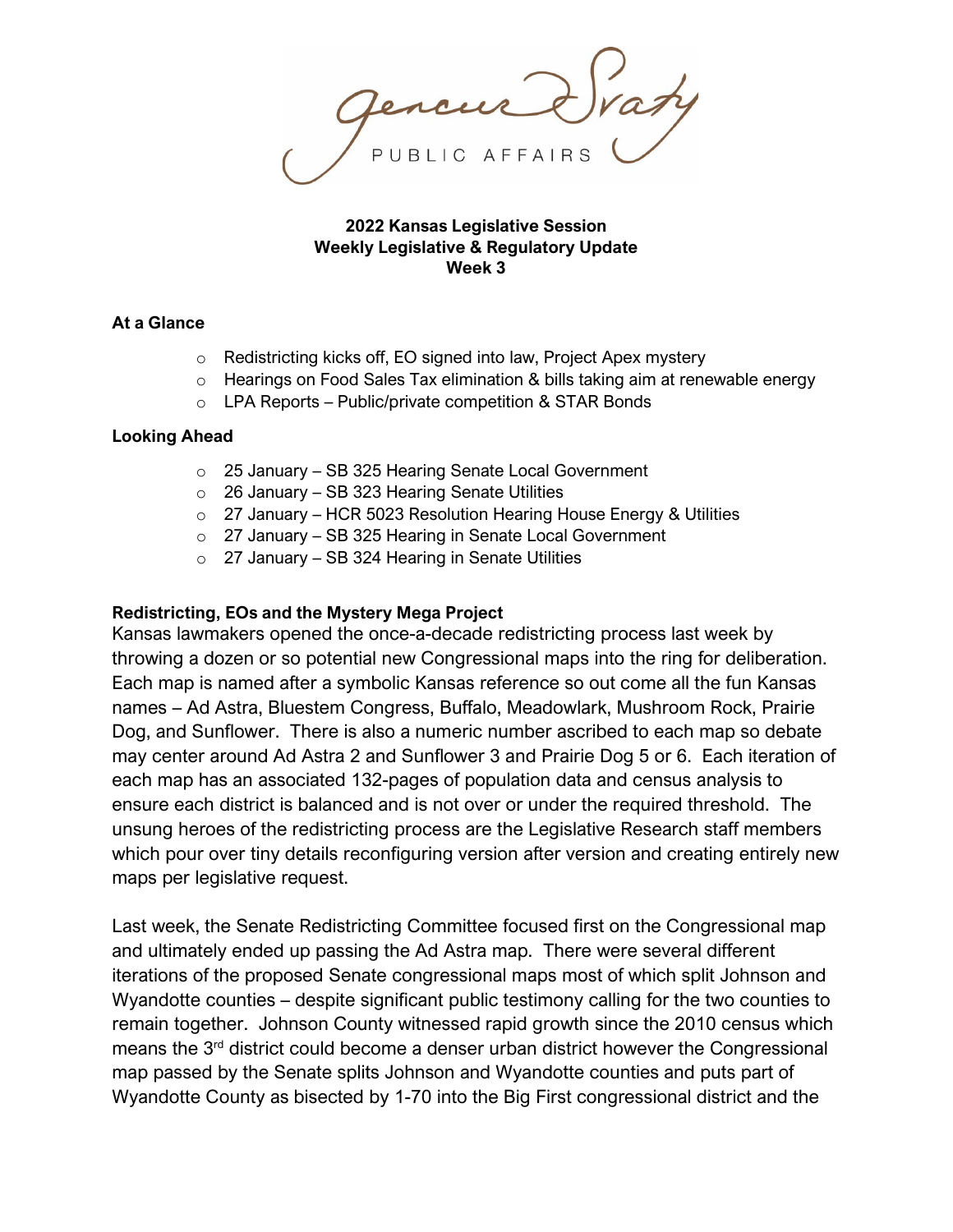Gencur Sraty

PUBLIC AFFAIRS

**2022 Kansas Legislative Session**
**Weekly Legislative & Regulatory Update**
**Week 3**

**At a Glance**

- Redistricting kicks off, EO signed into law, Project Apex mystery
- Hearings on Food Sales Tax elimination & bills taking aim at renewable energy
- LPA Reports – Public/private competition & STAR Bonds

**Looking Ahead**

- 25 January – SB 325 Hearing Senate Local Government
- 26 January – SB 323 Hearing Senate Utilities
- 27 January – HCR 5023 Resolution Hearing House Energy & Utilities
- 27 January – SB 325 Hearing in Senate Local Government
- 27 January – SB 324 Hearing in Senate Utilities

**Redistricting, EOs and the Mystery Mega Project**

Kansas lawmakers opened the once-a-decade redistricting process last week by throwing a dozen or so potential new Congressional maps into the ring for deliberation. Each map is named after a symbolic Kansas reference so out come all the fun Kansas names – Ad Astra, Bluestem Congress, Buffalo, Meadowlark, Mushroom Rock, Prairie Dog, and Sunflower. There is also a numeric number ascribed to each map so debate may center around Ad Astra 2 and Sunflower 3 and Prairie Dog 5 or 6. Each iteration of each map has an associated 132-pages of population data and census analysis to ensure each district is balanced and is not over or under the required threshold. The unsung heroes of the redistricting process are the Legislative Research staff members which pour over tiny details reconfiguring version after version and creating entirely new maps per legislative request.

Last week, the Senate Redistricting Committee focused first on the Congressional map and ultimately ended up passing the Ad Astra map. There were several different iterations of the proposed Senate congressional maps most of which split Johnson and Wyandotte counties – despite significant public testimony calling for the two counties to remain together. Johnson County witnessed rapid growth since the 2010 census which means the 3rd district could become a denser urban district however the Congressional map passed by the Senate splits Johnson and Wyandotte counties and puts part of Wyandotte County as bisected by 1-70 into the Big First congressional district and the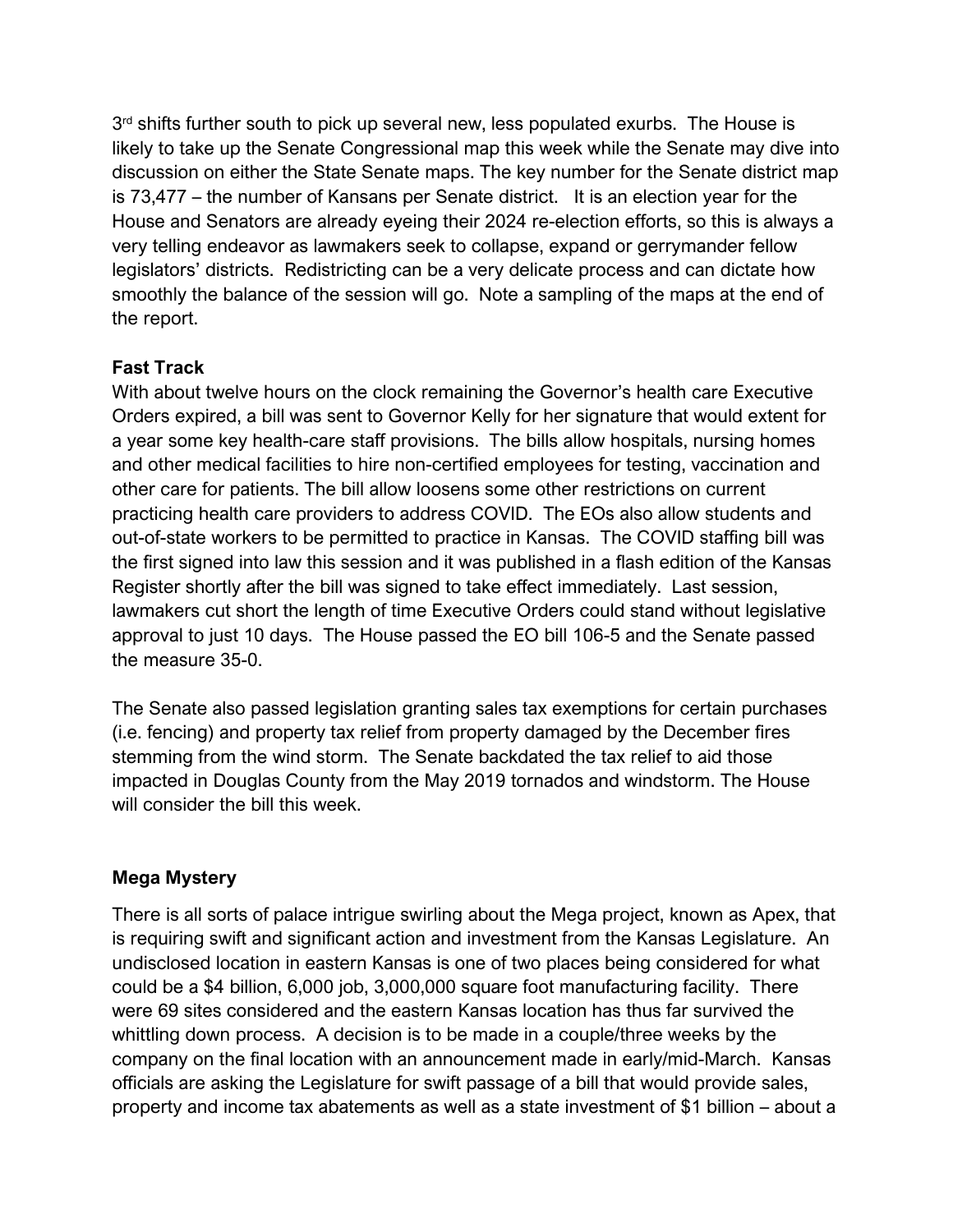3rd shifts further south to pick up several new, less populated exurbs. The House is likely to take up the Senate Congressional map this week while the Senate may dive into discussion on either the State Senate maps. The key number for the Senate district map is 73,477 – the number of Kansans per Senate district. It is an election year for the House and Senators are already eyeing their 2024 re-election efforts, so this is always a very telling endeavor as lawmakers seek to collapse, expand or gerrymander fellow legislators' districts. Redistricting can be a very delicate process and can dictate how smoothly the balance of the session will go. Note a sampling of the maps at the end of the report.

**Fast Track**

With about twelve hours on the clock remaining the Governor's health care Executive Orders expired, a bill was sent to Governor Kelly for her signature that would extent for a year some key health-care staff provisions. The bills allow hospitals, nursing homes and other medical facilities to hire non-certified employees for testing, vaccination and other care for patients. The bill allow loosens some other restrictions on current practicing health care providers to address COVID. The EOs also allow students and out-of-state workers to be permitted to practice in Kansas. The COVID staffing bill was the first signed into law this session and it was published in a flash edition of the Kansas Register shortly after the bill was signed to take effect immediately. Last session, lawmakers cut short the length of time Executive Orders could stand without legislative approval to just 10 days. The House passed the EO bill 106-5 and the Senate passed the measure 35-0.

The Senate also passed legislation granting sales tax exemptions for certain purchases (i.e. fencing) and property tax relief from property damaged by the December fires stemming from the wind storm. The Senate backdated the tax relief to aid those impacted in Douglas County from the May 2019 tornados and windstorm. The House will consider the bill this week.

**Mega Mystery**

There is all sorts of palace intrigue swirling about the Mega project, known as Apex, that is requiring swift and significant action and investment from the Kansas Legislature. An undisclosed location in eastern Kansas is one of two places being considered for what could be a $4 billion, 6,000 job, 3,000,000 square foot manufacturing facility. There were 69 sites considered and the eastern Kansas location has thus far survived the whittling down process. A decision is to be made in a couple/three weeks by the company on the final location with an announcement made in early/mid-March. Kansas officials are asking the Legislature for swift passage of a bill that would provide sales, property and income tax abatements as well as a state investment of $1 billion – about a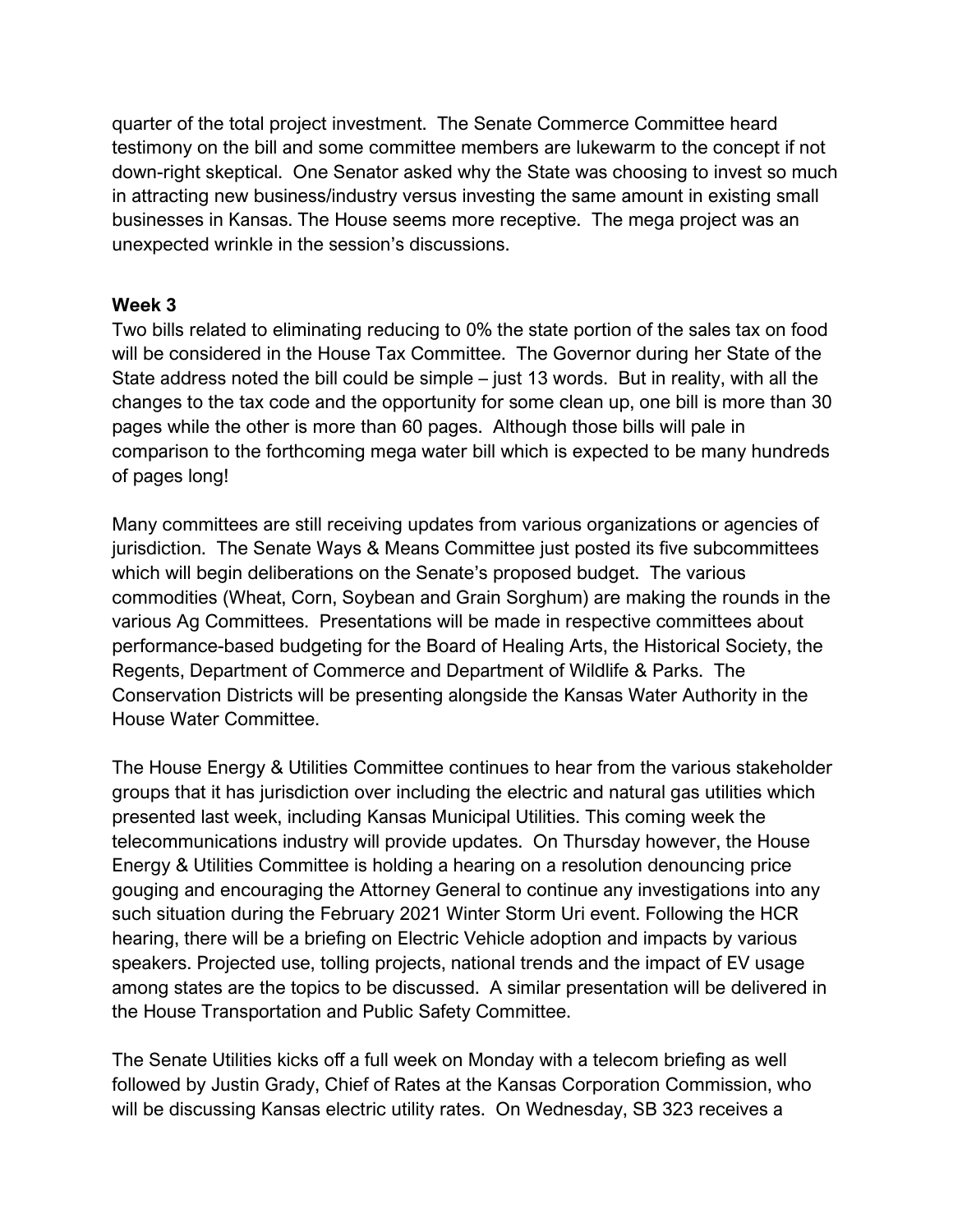quarter of the total project investment. The Senate Commerce Committee heard testimony on the bill and some committee members are lukewarm to the concept if not down-right skeptical. One Senator asked why the State was choosing to invest so much in attracting new business/industry versus investing the same amount in existing small businesses in Kansas. The House seems more receptive. The mega project was an unexpected wrinkle in the session's discussions.

**Week 3**

Two bills related to eliminating reducing to 0% the state portion of the sales tax on food will be considered in the House Tax Committee. The Governor during her State of the State address noted the bill could be simple – just 13 words. But in reality, with all the changes to the tax code and the opportunity for some clean up, one bill is more than 30 pages while the other is more than 60 pages. Although those bills will pale in comparison to the forthcoming mega water bill which is expected to be many hundreds of pages long!

Many committees are still receiving updates from various organizations or agencies of jurisdiction. The Senate Ways & Means Committee just posted its five subcommittees which will begin deliberations on the Senate's proposed budget. The various commodities (Wheat, Corn, Soybean and Grain Sorghum) are making the rounds in the various Ag Committees. Presentations will be made in respective committees about performance-based budgeting for the Board of Healing Arts, the Historical Society, the Regents, Department of Commerce and Department of Wildlife & Parks. The Conservation Districts will be presenting alongside the Kansas Water Authority in the House Water Committee.

The House Energy & Utilities Committee continues to hear from the various stakeholder groups that it has jurisdiction over including the electric and natural gas utilities which presented last week, including Kansas Municipal Utilities. This coming week the telecommunications industry will provide updates. On Thursday however, the House Energy & Utilities Committee is holding a hearing on a resolution denouncing price gouging and encouraging the Attorney General to continue any investigations into any such situation during the February 2021 Winter Storm Uri event. Following the HCR hearing, there will be a briefing on Electric Vehicle adoption and impacts by various speakers. Projected use, tolling projects, national trends and the impact of EV usage among states are the topics to be discussed. A similar presentation will be delivered in the House Transportation and Public Safety Committee.

The Senate Utilities kicks off a full week on Monday with a telecom briefing as well followed by Justin Grady, Chief of Rates at the Kansas Corporation Commission, who will be discussing Kansas electric utility rates. On Wednesday, SB 323 receives a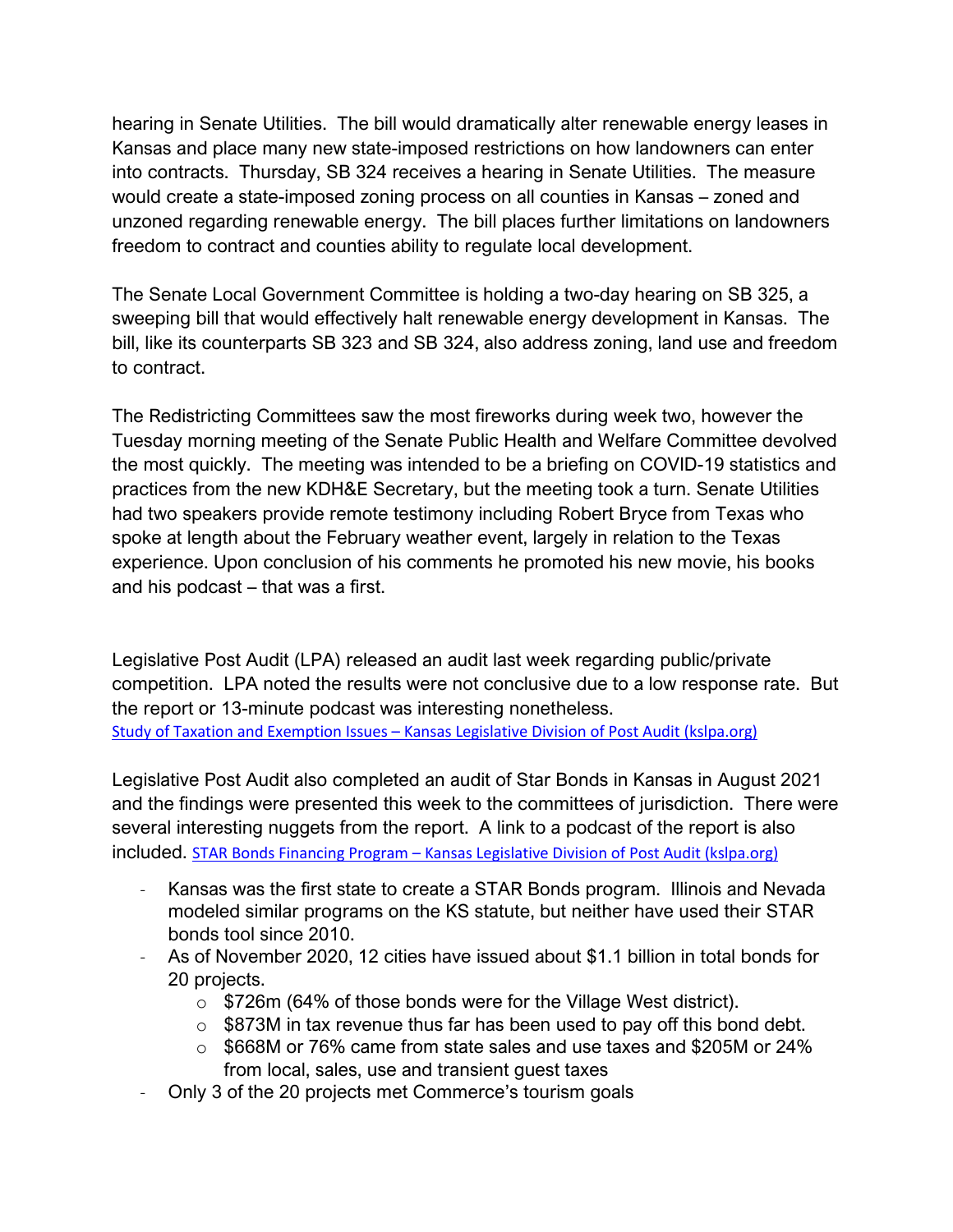hearing in Senate Utilities. The bill would dramatically alter renewable energy leases in Kansas and place many new state-imposed restrictions on how landowners can enter into contracts. Thursday, SB 324 receives a hearing in Senate Utilities. The measure would create a state-imposed zoning process on all counties in Kansas – zoned and unzoned regarding renewable energy. The bill places further limitations on landowners freedom to contract and counties ability to regulate local development.

The Senate Local Government Committee is holding a two-day hearing on SB 325, a sweeping bill that would effectively halt renewable energy development in Kansas. The bill, like its counterparts SB 323 and SB 324, also address zoning, land use and freedom to contract.

The Redistricting Committees saw the most fireworks during week two, however the Tuesday morning meeting of the Senate Public Health and Welfare Committee devolved the most quickly. The meeting was intended to be a briefing on COVID-19 statistics and practices from the new KDH&E Secretary, but the meeting took a turn. Senate Utilities had two speakers provide remote testimony including Robert Bryce from Texas who spoke at length about the February weather event, largely in relation to the Texas experience. Upon conclusion of his comments he promoted his new movie, his books and his podcast – that was a first.

Legislative Post Audit (LPA) released an audit last week regarding public/private competition. LPA noted the results were not conclusive due to a low response rate. But the report or 13-minute podcast was interesting nonetheless.
Study of Taxation and Exemption Issues – Kansas Legislative Division of Post Audit (kslpa.org)

Legislative Post Audit also completed an audit of Star Bonds in Kansas in August 2021 and the findings were presented this week to the committees of jurisdiction. There were several interesting nuggets from the report. A link to a podcast of the report is also included. STAR Bonds Financing Program – Kansas Legislative Division of Post Audit (kslpa.org)

- Kansas was the first state to create a STAR Bonds program. Illinois and Nevada modeled similar programs on the KS statute, but neither have used their STAR bonds tool since 2010.
- As of November 2020, 12 cities have issued about $1.1 billion in total bonds for 20 projects.
  - $726m (64% of those bonds were for the Village West district).
  - $873M in tax revenue thus far has been used to pay off this bond debt.
  - $668M or 76% came from state sales and use taxes and $205M or 24% from local, sales, use and transient guest taxes
- Only 3 of the 20 projects met Commerce's tourism goals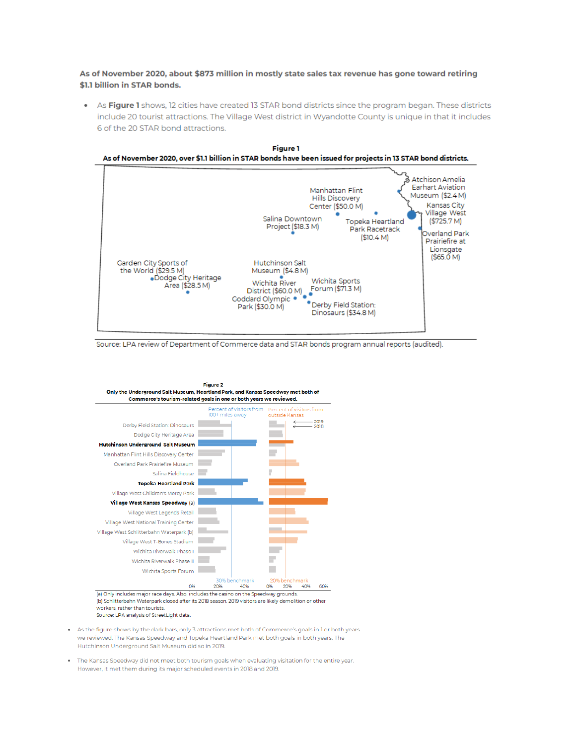**As of November 2020, about $873 million in mostly state sales tax revenue has gone toward retiring $1.1 billion in STAR bonds.**

- As **Figure 1** shows, 12 cities have created 13 STAR bond districts since the program began. These districts include 20 tourist attractions. The Village West district in Wyandotte County is unique in that it includes 6 of the 20 STAR bond attractions.

**Figure 1**
**As of November 2020, over $1.1 billion in STAR bonds have been issued for projects in 13 STAR bond districts.**

- Atchison Amelia Earhart Aviation Museum ($2.4 M)
- Kansas City Village West ($725.7 M)
- Overland Park Prairiefire at Lionsgate ($65.0 M)
- Manhattan Flint Hills Discovery Center ($50.0 M)
- Topeka Heartland Park Racetrack ($10.4 M)
- Salina Downtown Project ($18.3 M)
- Garden City Sports of the World ($29.5 M)
- Dodge City Heritage Area ($28.5 M)
- Hutchinson Salt Museum ($4.8 M)
- Wichita River District ($60.0 M)
- Wichita Sports Forum ($71.3 M)
- Goddard Olympic Park ($30.0 M)
- Derby Field Station: Dinosaurs ($34.8 M)

Source: LPA review of Department of Commerce data and STAR bonds program annual reports (audited).

**Figure 2**
**Only the Underground Salt Museum, Heartland Park, and Kansas Speedway met both of Commerce's tourism-related goals in one or both years we reviewed.**

Chart columns: Percent of visitors from 100+ miles away (30% benchmark); Percent of visitors from outside Kansas (20% benchmark). Bars shown for 2019 and 2018.

Attractions:
- Derby Field Station: Dinosaurs
- Dodge City Heritage Area
- **Hutchinson Underground Salt Museum**
- Manhattan Flint Hills Discovery Center
- Overland Park Prairiefire Museum
- Salina Fieldhouse
- **Topeka Heartland Park**
- Village West Children's Mercy Park
- **Village West Kansas Speedway (a)**
- Village West Legends Retail
- Village West National Training Center
- Village West Schlitterbahn Waterpark (b)
- Village West T-Bones Stadium
- Wichita Riverwalk Phase I
- Wichita Riverwalk Phase II
- Wichita Sports Forum

(a) Only includes major race days. Also, includes the casino on the Speedway grounds.
(b) Schlitterbahn Waterpark closed after its 2018 season. 2019 visitors are likely demolition or other workers, rather than tourists.
Source: LPA analysis of StreetLight data.

- As the figure shows by the dark bars, only 3 attractions met both of Commerce's goals in 1 or both years we reviewed. The Kansas Speedway and Topeka Heartland Park met both goals in both years. The Hutchinson Underground Salt Museum did so in 2019.
- The Kansas Speedway did not meet both tourism goals when evaluating visitation for the entire year. However, it met them during its major scheduled events in 2018 and 2019.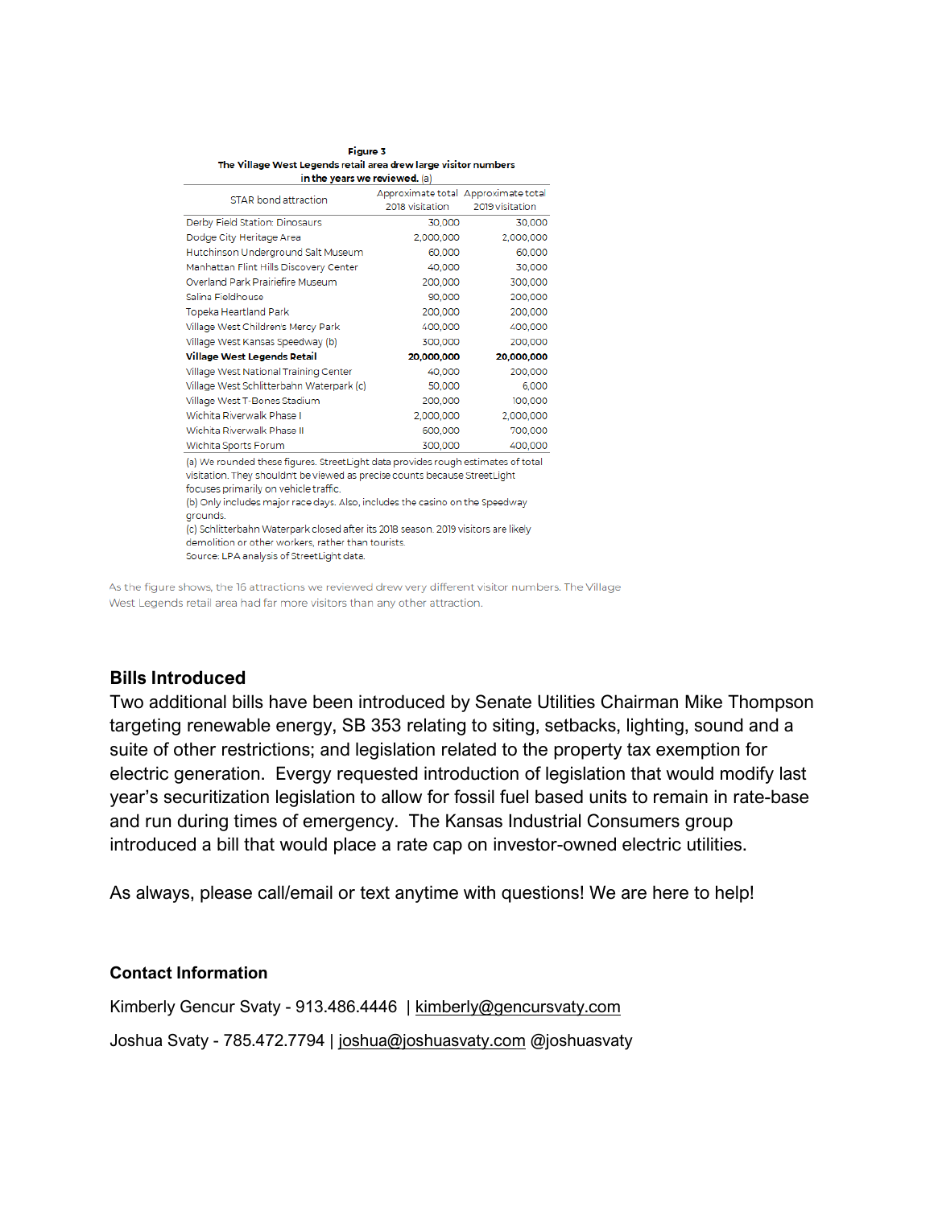**Figure 3**
**The Village West Legends retail area drew large visitor numbers in the years we reviewed.** (a)

| STAR bond attraction | Approximate total 2018 visitation | Approximate total 2019 visitation |
|---|---|---|
| Derby Field Station: Dinosaurs | 30,000 | 30,000 |
| Dodge City Heritage Area | 2,000,000 | 2,000,000 |
| Hutchinson Underground Salt Museum | 60,000 | 60,000 |
| Manhattan Flint Hills Discovery Center | 40,000 | 30,000 |
| Overland Park Prairiefire Museum | 200,000 | 300,000 |
| Salina Fieldhouse | 90,000 | 200,000 |
| Topeka Heartland Park | 200,000 | 200,000 |
| Village West Children's Mercy Park | 400,000 | 400,000 |
| Village West Kansas Speedway (b) | 300,000 | 200,000 |
| **Village West Legends Retail** | **20,000,000** | **20,000,000** |
| Village West National Training Center | 40,000 | 200,000 |
| Village West Schlitterbahn Waterpark (c) | 50,000 | 6,000 |
| Village West T-Bones Stadium | 200,000 | 100,000 |
| Wichita Riverwalk Phase I | 2,000,000 | 2,000,000 |
| Wichita Riverwalk Phase II | 600,000 | 700,000 |
| Wichita Sports Forum | 300,000 | 400,000 |

(a) We rounded these figures. StreetLight data provides rough estimates of total visitation. They shouldn't be viewed as precise counts because StreetLight focuses primarily on vehicle traffic.
(b) Only includes major race days. Also, includes the casino on the Speedway grounds.
(c) Schlitterbahn Waterpark closed after its 2018 season. 2019 visitors are likely demolition or other workers, rather than tourists.
Source: LPA analysis of StreetLight data.

As the figure shows, the 16 attractions we reviewed drew very different visitor numbers. The Village West Legends retail area had far more visitors than any other attraction.

### Bills Introduced

Two additional bills have been introduced by Senate Utilities Chairman Mike Thompson targeting renewable energy, SB 353 relating to siting, setbacks, lighting, sound and a suite of other restrictions; and legislation related to the property tax exemption for electric generation. Evergy requested introduction of legislation that would modify last year's securitization legislation to allow for fossil fuel based units to remain in rate-base and run during times of emergency. The Kansas Industrial Consumers group introduced a bill that would place a rate cap on investor-owned electric utilities.

As always, please call/email or text anytime with questions! We are here to help!

#### Contact Information

Kimberly Gencur Svaty - 913.486.4446 | kimberly@gencursvaty.com

Joshua Svaty - 785.472.7794 | joshua@joshuasvaty.com @joshuasvaty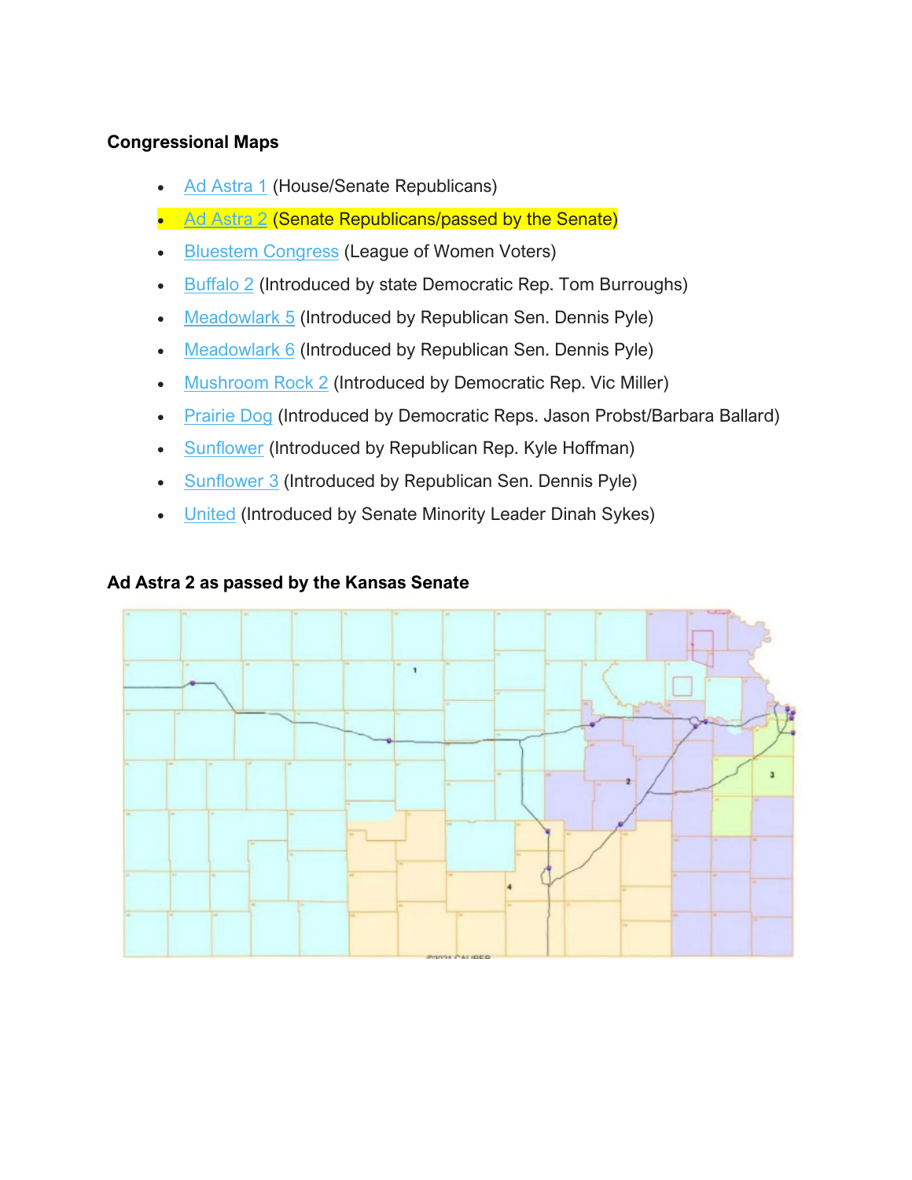**Congressional Maps**

- Ad Astra 1 (House/Senate Republicans)
- Ad Astra 2 (Senate Republicans/passed by the Senate)
- Bluestem Congress (League of Women Voters)
- Buffalo 2 (Introduced by state Democratic Rep. Tom Burroughs)
- Meadowlark 5 (Introduced by Republican Sen. Dennis Pyle)
- Meadowlark 6 (Introduced by Republican Sen. Dennis Pyle)
- Mushroom Rock 2 (Introduced by Democratic Rep. Vic Miller)
- Prairie Dog (Introduced by Democratic Reps. Jason Probst/Barbara Ballard)
- Sunflower (Introduced by Republican Rep. Kyle Hoffman)
- Sunflower 3 (Introduced by Republican Sen. Dennis Pyle)
- United (Introduced by Senate Minority Leader Dinah Sykes)

**Ad Astra 2 as passed by the Kansas Senate**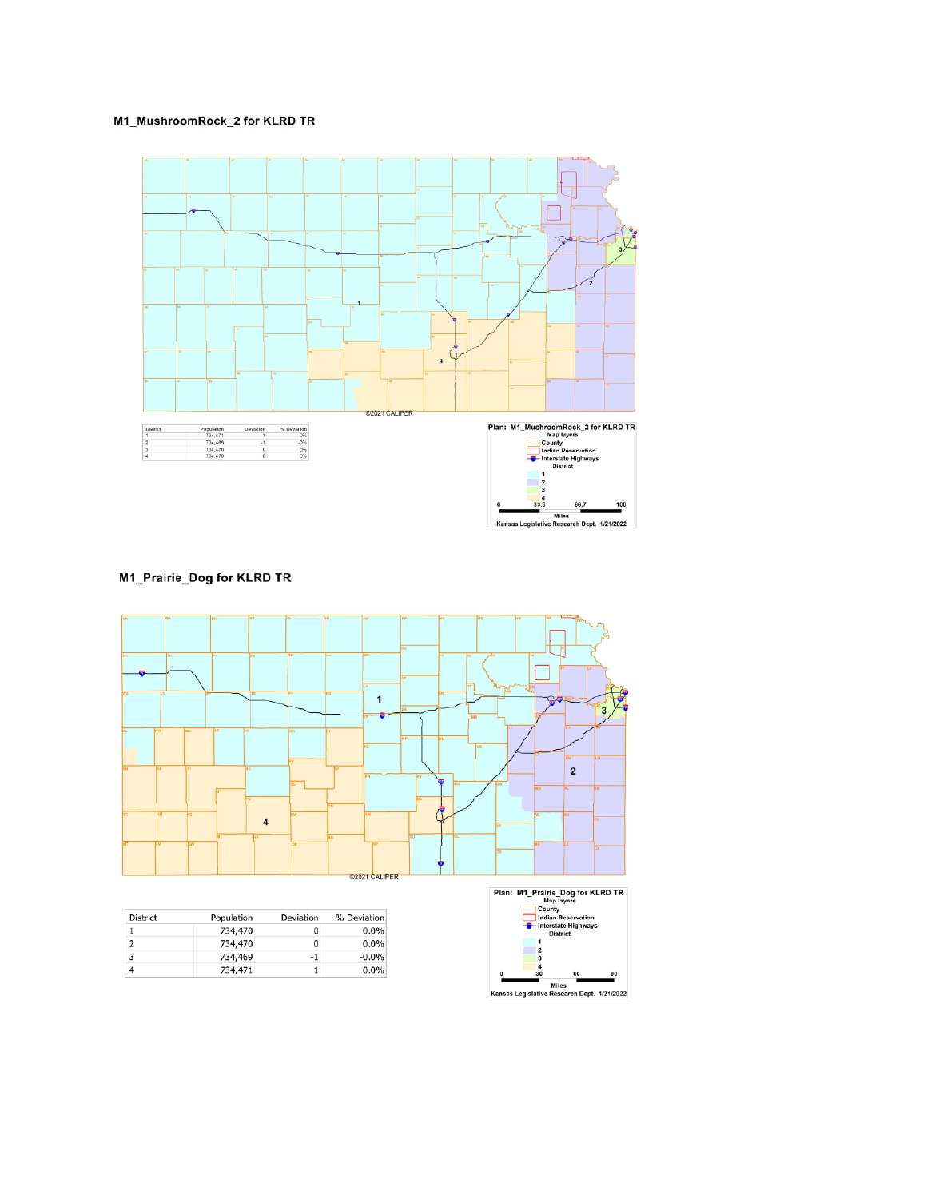## M1_MushroomRock_2 for KLRD TR

©2021 CALIPER

| District | Population | Deviation | % Deviation |
| --- | --- | --- | --- |
| 1 | 734,471 | 1 | 0% |
| 2 | 734,469 | -1 | -0% |
| 3 | 734,470 | 0 | 0% |
| 4 | 734,470 | 0 | 0% |

Plan: M1_MushroomRock_2 for KLRD TR

Map layers

- County
- Indian Reservation
- Interstate Highways

District

- 1
- 2
- 3
- 4

0 33.3 66.7 100

Miles

Kansas Legislative Research Dept. 1/21/2022

## M1_Prairie_Dog for KLRD TR

©2021 CALIPER

| District | Population | Deviation | % Deviation |
| --- | --- | --- | --- |
| 1 | 734,470 | 0 | 0.0% |
| 2 | 734,470 | 0 | 0.0% |
| 3 | 734,469 | -1 | -0.0% |
| 4 | 734,471 | 1 | 0.0% |

Plan: M1_Prairie_Dog for KLRD TR

Map layers

- County
- Indian Reservation
- Interstate Highways

District

- 1
- 2
- 3
- 4

0 30 60 90

Miles

Kansas Legislative Research Dept. 1/21/2022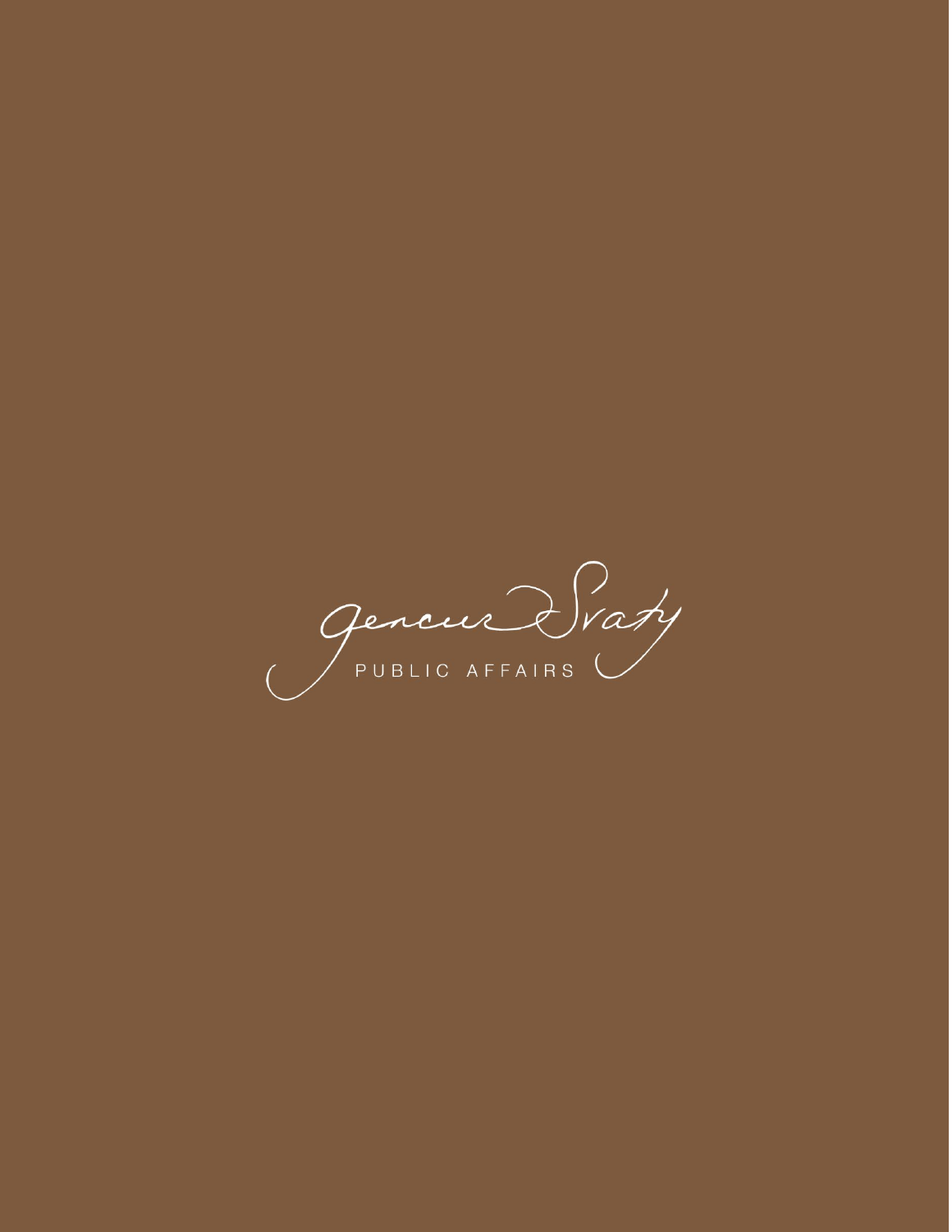Gencur Svaty

PUBLIC AFFAIRS